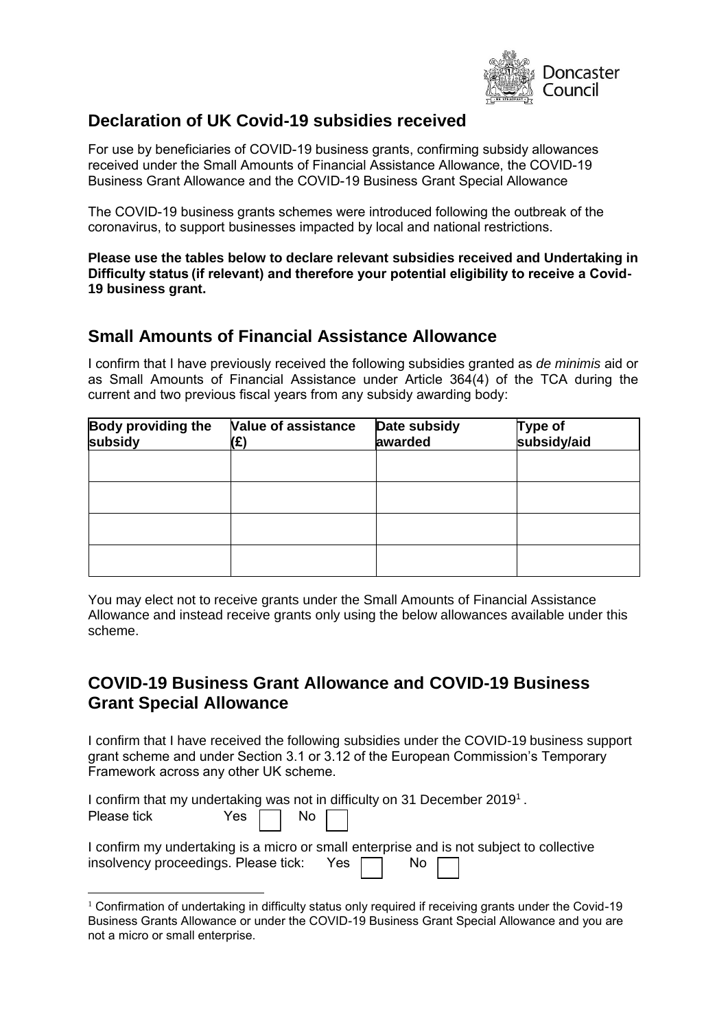## Declaration of UK Covid-19 subsidies received

For use by beneficiaries of COVID-19 business grants, confirming subsidy allowances received under the Small Amounts of Financial Assistance Allowance, the COVID-19 Business Grant Allowance and the COVID-19 Business Grant Special Allowance

The COVID-19 business grants schemes were introduced following the outbreak of the coronavirus, to support businesses impacted by local and national restrictions.

**Please use the tables below to declare relevant subsidies received and Undertaking in Difficulty status (if relevant) and therefore your potential eligibility to receive a Covid-19 business grant.**

## Small Amounts of Financial Assistance Allowance

I confirm that I have previously received the following subsidies granted as *de minimis* aid or as Small Amounts of Financial Assistance under Article 364(4) of the TCA during the current and two previous fiscal years from any subsidy awarding body:

| Body providing the subsidy | Value of assistance (£) | Date subsidy awarded | Type of subsidy/aid |
|---|---|---|---|
| | | | |
| | | | |
| | | | |
| | | | |

You may elect not to receive grants under the Small Amounts of Financial Assistance Allowance and instead receive grants only using the below allowances available under this scheme.

## COVID-19 Business Grant Allowance and COVID-19 Business Grant Special Allowance

I confirm that I have received the following subsidies under the COVID-19 business support grant scheme and under Section 3.1 or 3.12 of the European Commission's Temporary Framework across any other UK scheme.

I confirm that my undertaking was not in difficulty on 31 December 2019[1].
Please tick Yes ☐ No ☐

I confirm my undertaking is a micro or small enterprise and is not subject to collective insolvency proceedings. Please tick: Yes ☐ No ☐

[1] Confirmation of undertaking in difficulty status only required if receiving grants under the Covid-19 Business Grants Allowance or under the COVID-19 Business Grant Special Allowance and you are not a micro or small enterprise.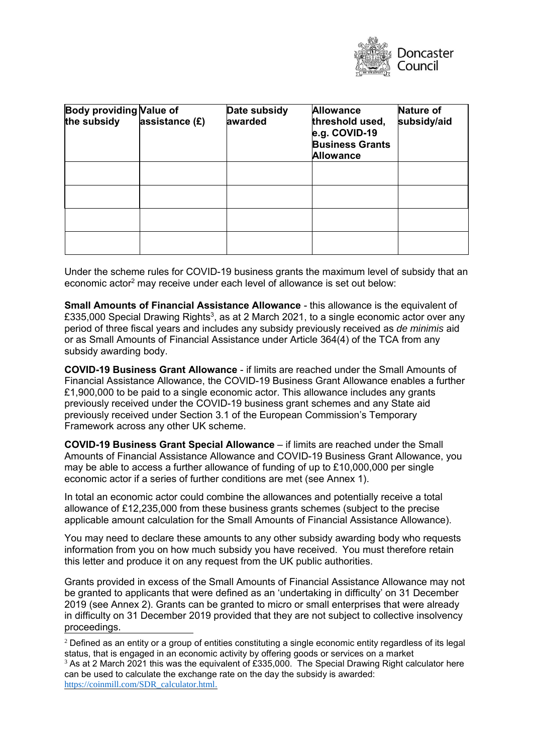| Body providing the subsidy | Value of assistance (£) | Date subsidy awarded | Allowance threshold used, e.g. COVID-19 Business Grants Allowance | Nature of subsidy/aid |
|---|---|---|---|---|
| | | | | |
| | | | | |
| | | | | |
| | | | | |

Under the scheme rules for COVID-19 business grants the maximum level of subsidy that an economic actor[2] may receive under each level of allowance is set out below:

**Small Amounts of Financial Assistance Allowance** - this allowance is the equivalent of £335,000 Special Drawing Rights[3], as at 2 March 2021, to a single economic actor over any period of three fiscal years and includes any subsidy previously received as *de minimis* aid or as Small Amounts of Financial Assistance under Article 364(4) of the TCA from any subsidy awarding body.

**COVID-19 Business Grant Allowance** - if limits are reached under the Small Amounts of Financial Assistance Allowance, the COVID-19 Business Grant Allowance enables a further £1,900,000 to be paid to a single economic actor. This allowance includes any grants previously received under the COVID-19 business grant schemes and any State aid previously received under Section 3.1 of the European Commission's Temporary Framework across any other UK scheme.

**COVID-19 Business Grant Special Allowance** – if limits are reached under the Small Amounts of Financial Assistance Allowance and COVID-19 Business Grant Allowance, you may be able to access a further allowance of funding of up to £10,000,000 per single economic actor if a series of further conditions are met (see Annex 1).

In total an economic actor could combine the allowances and potentially receive a total allowance of £12,235,000 from these business grants schemes (subject to the precise applicable amount calculation for the Small Amounts of Financial Assistance Allowance).

You may need to declare these amounts to any other subsidy awarding body who requests information from you on how much subsidy you have received. You must therefore retain this letter and produce it on any request from the UK public authorities.

Grants provided in excess of the Small Amounts of Financial Assistance Allowance may not be granted to applicants that were defined as an 'undertaking in difficulty' on 31 December 2019 (see Annex 2). Grants can be granted to micro or small enterprises that were already in difficulty on 31 December 2019 provided that they are not subject to collective insolvency proceedings.

[2] Defined as an entity or a group of entities constituting a single economic entity regardless of its legal status, that is engaged in an economic activity by offering goods or services on a market

[3] As at 2 March 2021 this was the equivalent of £335,000. The Special Drawing Right calculator here can be used to calculate the exchange rate on the day the subsidy is awarded: https://coinmill.com/SDR_calculator.html.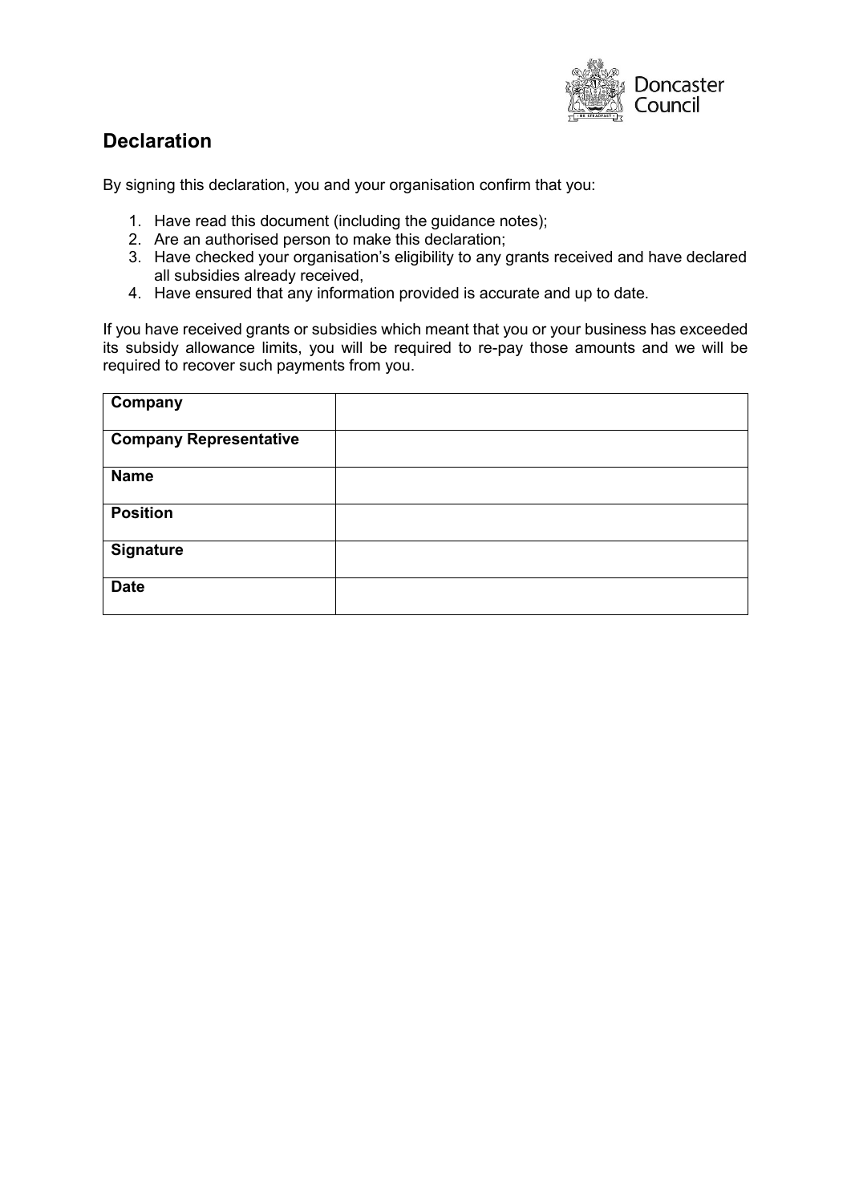## Declaration

By signing this declaration, you and your organisation confirm that you:

1. Have read this document (including the guidance notes);
2. Are an authorised person to make this declaration;
3. Have checked your organisation's eligibility to any grants received and have declared all subsidies already received,
4. Have ensured that any information provided is accurate and up to date.

If you have received grants or subsidies which meant that you or your business has exceeded its subsidy allowance limits, you will be required to re-pay those amounts and we will be required to recover such payments from you.

| | |
|---|---|
| **Company** | |
| **Company Representative** | |
| **Name** | |
| **Position** | |
| **Signature** | |
| **Date** | |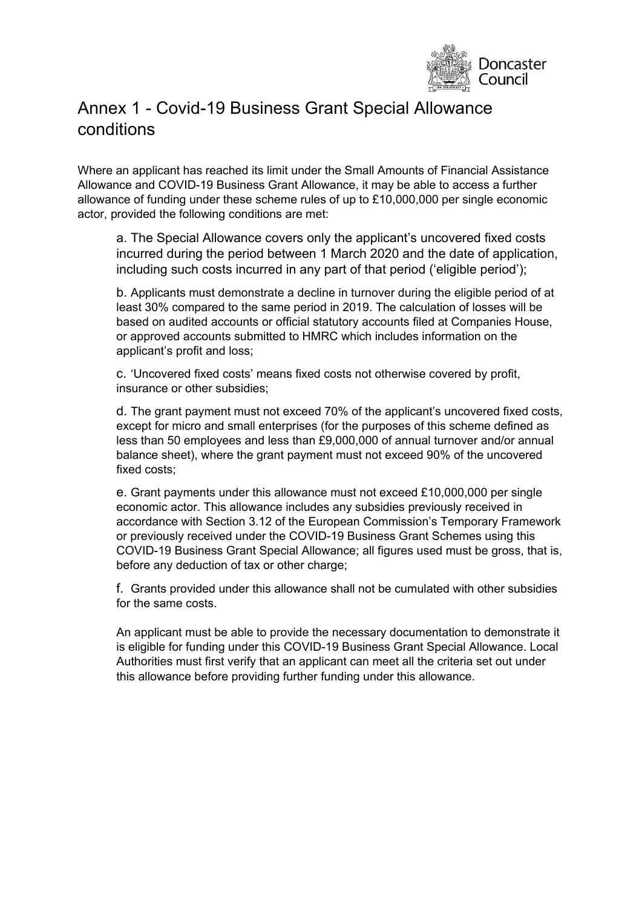# Annex 1 - Covid-19 Business Grant Special Allowance conditions

Where an applicant has reached its limit under the Small Amounts of Financial Assistance Allowance and COVID-19 Business Grant Allowance, it may be able to access a further allowance of funding under these scheme rules of up to £10,000,000 per single economic actor, provided the following conditions are met:

a. The Special Allowance covers only the applicant's uncovered fixed costs incurred during the period between 1 March 2020 and the date of application, including such costs incurred in any part of that period ('eligible period');

b. Applicants must demonstrate a decline in turnover during the eligible period of at least 30% compared to the same period in 2019. The calculation of losses will be based on audited accounts or official statutory accounts filed at Companies House, or approved accounts submitted to HMRC which includes information on the applicant's profit and loss;

c. 'Uncovered fixed costs' means fixed costs not otherwise covered by profit, insurance or other subsidies;

d. The grant payment must not exceed 70% of the applicant's uncovered fixed costs, except for micro and small enterprises (for the purposes of this scheme defined as less than 50 employees and less than £9,000,000 of annual turnover and/or annual balance sheet), where the grant payment must not exceed 90% of the uncovered fixed costs;

e. Grant payments under this allowance must not exceed £10,000,000 per single economic actor. This allowance includes any subsidies previously received in accordance with Section 3.12 of the European Commission's Temporary Framework or previously received under the COVID-19 Business Grant Schemes using this COVID-19 Business Grant Special Allowance; all figures used must be gross, that is, before any deduction of tax or other charge;

f. Grants provided under this allowance shall not be cumulated with other subsidies for the same costs.

An applicant must be able to provide the necessary documentation to demonstrate it is eligible for funding under this COVID-19 Business Grant Special Allowance. Local Authorities must first verify that an applicant can meet all the criteria set out under this allowance before providing further funding under this allowance.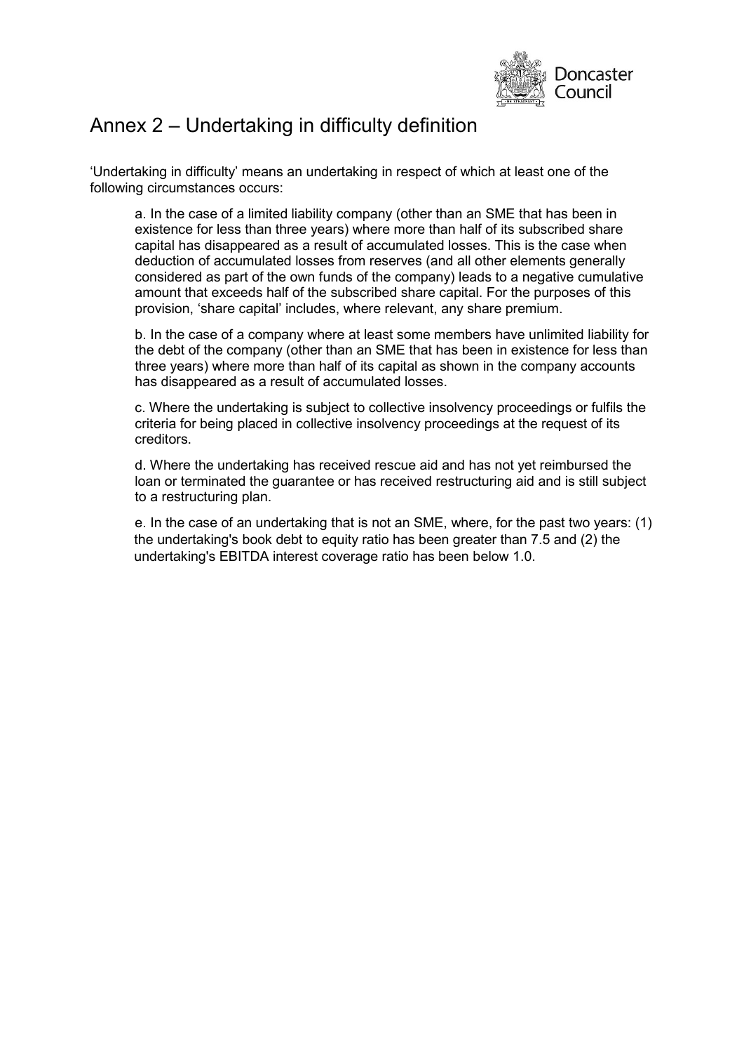# Annex 2 – Undertaking in difficulty definition

'Undertaking in difficulty' means an undertaking in respect of which at least one of the following circumstances occurs:

a. In the case of a limited liability company (other than an SME that has been in existence for less than three years) where more than half of its subscribed share capital has disappeared as a result of accumulated losses. This is the case when deduction of accumulated losses from reserves (and all other elements generally considered as part of the own funds of the company) leads to a negative cumulative amount that exceeds half of the subscribed share capital. For the purposes of this provision, 'share capital' includes, where relevant, any share premium.

b. In the case of a company where at least some members have unlimited liability for the debt of the company (other than an SME that has been in existence for less than three years) where more than half of its capital as shown in the company accounts has disappeared as a result of accumulated losses.

c. Where the undertaking is subject to collective insolvency proceedings or fulfils the criteria for being placed in collective insolvency proceedings at the request of its creditors.

d. Where the undertaking has received rescue aid and has not yet reimbursed the loan or terminated the guarantee or has received restructuring aid and is still subject to a restructuring plan.

e. In the case of an undertaking that is not an SME, where, for the past two years: (1) the undertaking's book debt to equity ratio has been greater than 7.5 and (2) the undertaking's EBITDA interest coverage ratio has been below 1.0.